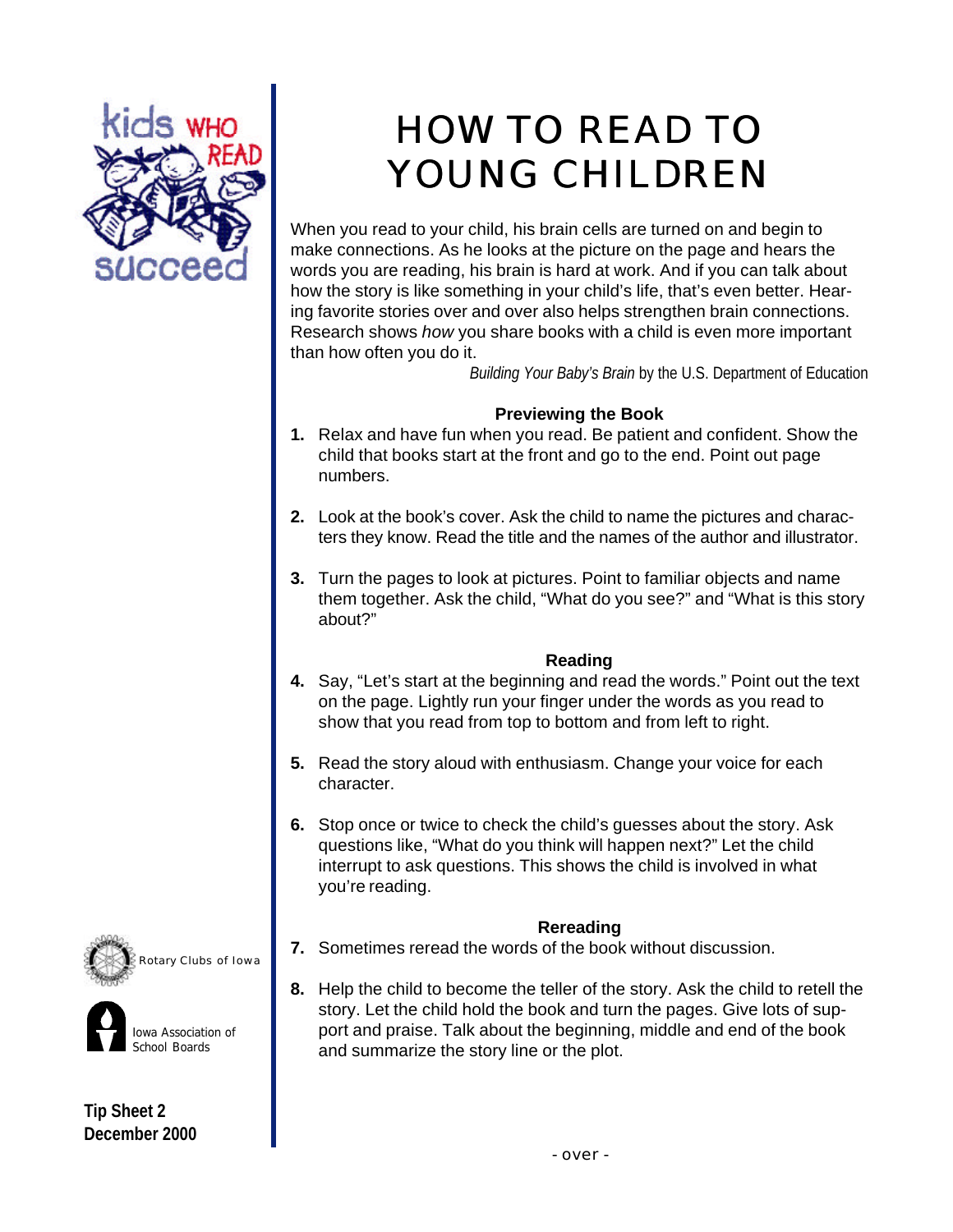# HOW TO READ TO YOUNG CHILDREN

When you read to your child, his brain cells are turned on and begin to make connections. As he looks at the picture on the page and hears the words you are reading, his brain is hard at work. And if you can talk about how the story is like something in your child's life, that's even better. Hearing favorite stories over and over also helps strengthen brain connections. Research shows *how* you share books with a child is even more important than how often you do it.

*Building Your Baby's Brain* by the U.S. Department of Education

### Previewing the Book

1. Relax and have fun when you read. Be patient and confident. Show the child that books start at the front and go to the end. Point out page numbers.

2. Look at the book's cover. Ask the child to name the pictures and characters they know. Read the title and the names of the author and illustrator.

3. Turn the pages to look at pictures. Point to familiar objects and name them together. Ask the child, "What do you see?" and "What is this story about?"

### Reading

4. Say, "Let's start at the beginning and read the words." Point out the text on the page. Lightly run your finger under the words as you read to show that you read from top to bottom and from left to right.

5. Read the story aloud with enthusiasm. Change your voice for each character.

6. Stop once or twice to check the child's guesses about the story. Ask questions like, "What do you think will happen next?" Let the child interrupt to ask questions. This shows the child is involved in what you're reading.

### Rereading

7. Sometimes reread the words of the book without discussion.

8. Help the child to become the teller of the story. Ask the child to retell the story. Let the child hold the book and turn the pages. Give lots of support and praise. Talk about the beginning, middle and end of the book and summarize the story line or the plot.

Rotary Clubs of Iowa

Iowa Association of School Boards

**Tip Sheet 2**
**December 2000**

- over -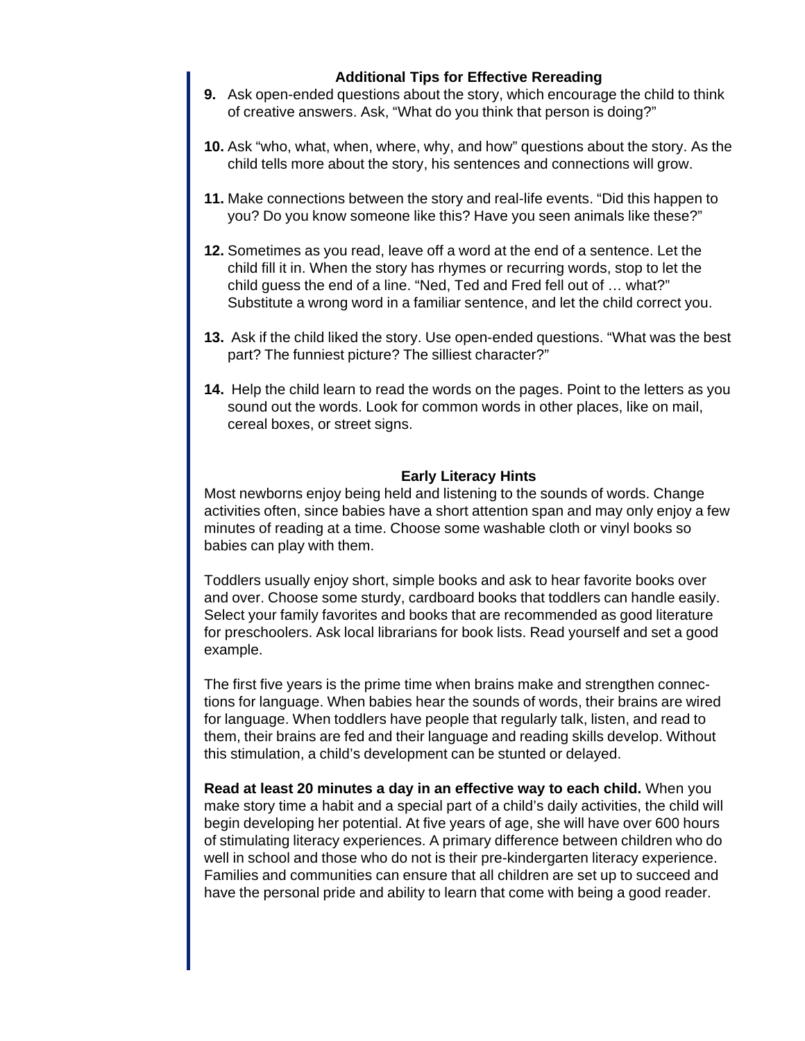### Additional Tips for Effective Rereading

9. Ask open-ended questions about the story, which encourage the child to think of creative answers. Ask, "What do you think that person is doing?"

10. Ask "who, what, when, where, why, and how" questions about the story. As the child tells more about the story, his sentences and connections will grow.

11. Make connections between the story and real-life events. "Did this happen to you? Do you know someone like this? Have you seen animals like these?"

12. Sometimes as you read, leave off a word at the end of a sentence. Let the child fill it in. When the story has rhymes or recurring words, stop to let the child guess the end of a line. "Ned, Ted and Fred fell out of … what?" Substitute a wrong word in a familiar sentence, and let the child correct you.

13. Ask if the child liked the story. Use open-ended questions. "What was the best part? The funniest picture? The silliest character?"

14. Help the child learn to read the words on the pages. Point to the letters as you sound out the words. Look for common words in other places, like on mail, cereal boxes, or street signs.

### Early Literacy Hints

Most newborns enjoy being held and listening to the sounds of words. Change activities often, since babies have a short attention span and may only enjoy a few minutes of reading at a time. Choose some washable cloth or vinyl books so babies can play with them.

Toddlers usually enjoy short, simple books and ask to hear favorite books over and over. Choose some sturdy, cardboard books that toddlers can handle easily. Select your family favorites and books that are recommended as good literature for preschoolers. Ask local librarians for book lists. Read yourself and set a good example.

The first five years is the prime time when brains make and strengthen connections for language. When babies hear the sounds of words, their brains are wired for language. When toddlers have people that regularly talk, listen, and read to them, their brains are fed and their language and reading skills develop. Without this stimulation, a child's development can be stunted or delayed.

**Read at least 20 minutes a day in an effective way to each child.** When you make story time a habit and a special part of a child's daily activities, the child will begin developing her potential. At five years of age, she will have over 600 hours of stimulating literacy experiences. A primary difference between children who do well in school and those who do not is their pre-kindergarten literacy experience. Families and communities can ensure that all children are set up to succeed and have the personal pride and ability to learn that come with being a good reader.